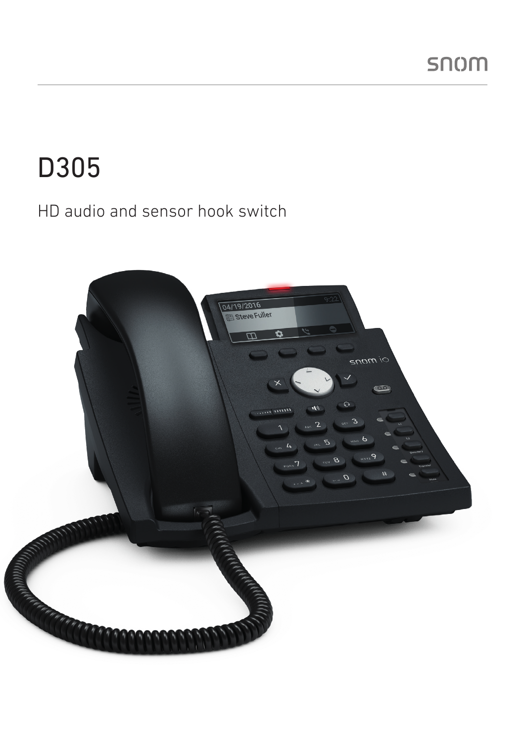snom

# D305

## HD audio and sensor hook switch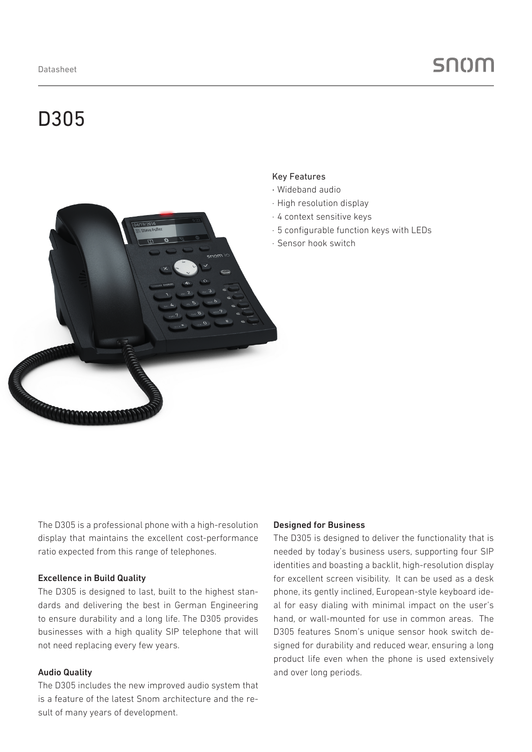Datasheet

# D305

### Key Features

- Wideband audio
- High resolution display
- 4 context sensitive keys
- 5 configurable function keys with LEDs
- Sensor hook switch

The D305 is a professional phone with a high-resolution display that maintains the excellent cost-performance ratio expected from this range of telephones.

### Excellence in Build Quality

The D305 is designed to last, built to the highest standards and delivering the best in German Engineering to ensure durability and a long life. The D305 provides businesses with a high quality SIP telephone that will not need replacing every few years.

### Audio Quality

The D305 includes the new improved audio system that is a feature of the latest Snom architecture and the result of many years of development.

### Designed for Business

The D305 is designed to deliver the functionality that is needed by today's business users, supporting four SIP identities and boasting a backlit, high-resolution display for excellent screen visibility. It can be used as a desk phone, its gently inclined, European-style keyboard ideal for easy dialing with minimal impact on the user's hand, or wall-mounted for use in common areas. The D305 features Snom's unique sensor hook switch designed for durability and reduced wear, ensuring a long product life even when the phone is used extensively and over long periods.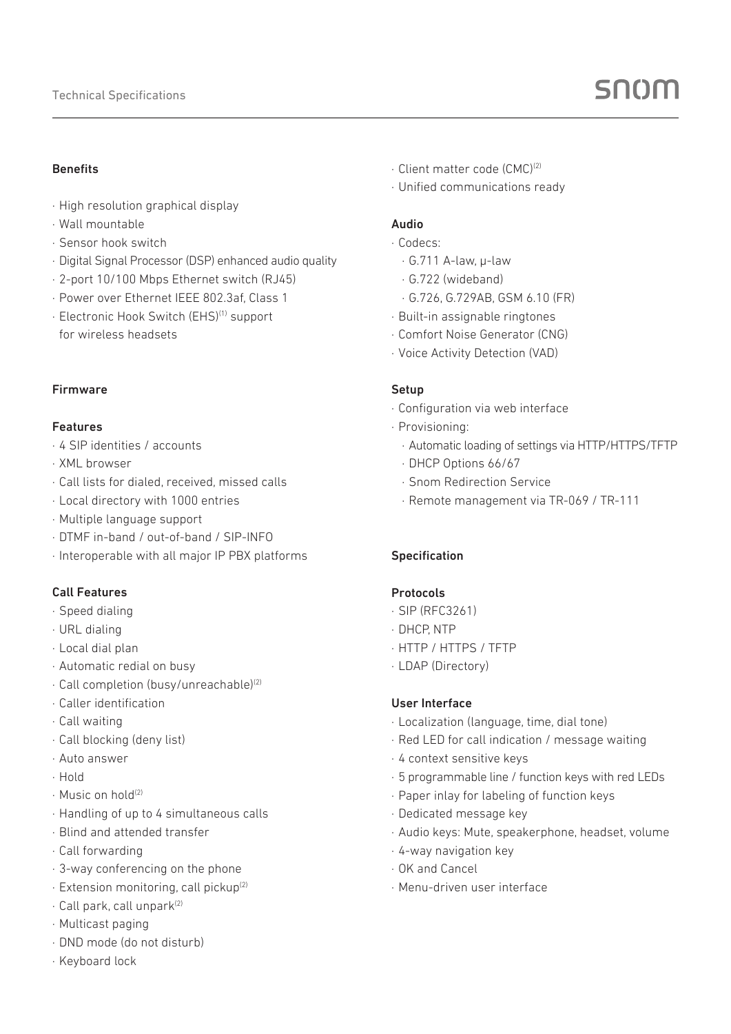## Benefits

- High resolution graphical display
- Wall mountable
- Sensor hook switch
- Digital Signal Processor (DSP) enhanced audio quality
- 2-port 10/100 Mbps Ethernet switch (RJ45)
- Power over Ethernet IEEE 802.3af, Class 1
- Electronic Hook Switch (EHS)[1] support for wireless headsets

## Firmware

### Features

- 4 SIP identities / accounts
- XML browser
- Call lists for dialed, received, missed calls
- Local directory with 1000 entries
- Multiple language support
- DTMF in-band / out-of-band / SIP-INFO
- Interoperable with all major IP PBX platforms

### Call Features

- Speed dialing
- URL dialing
- Local dial plan
- Automatic redial on busy
- Call completion (busy/unreachable)[2]
- Caller identification
- Call waiting
- Call blocking (deny list)
- Auto answer
- Hold
- Music on hold[2]
- Handling of up to 4 simultaneous calls
- Blind and attended transfer
- Call forwarding
- 3-way conferencing on the phone
- Extension monitoring, call pickup[2]
- Call park, call unpark[2]
- Multicast paging
- DND mode (do not disturb)
- Keyboard lock
- Client matter code (CMC)[2]
- Unified communications ready

### Audio

- Codecs:
  - G.711 A-law, μ-law
  - G.722 (wideband)
  - G.726, G.729AB, GSM 6.10 (FR)
- Built-in assignable ringtones
- Comfort Noise Generator (CNG)
- Voice Activity Detection (VAD)

### Setup

- Configuration via web interface
- Provisioning:
  - Automatic loading of settings via HTTP/HTTPS/TFTP
  - DHCP Options 66/67
  - Snom Redirection Service
  - Remote management via TR-069 / TR-111

## Specification

### Protocols

- SIP (RFC3261)
- DHCP, NTP
- HTTP / HTTPS / TFTP
- LDAP (Directory)

### User Interface

- Localization (language, time, dial tone)
- Red LED for call indication / message waiting
- 4 context sensitive keys
- 5 programmable line / function keys with red LEDs
- Paper inlay for labeling of function keys
- Dedicated message key
- Audio keys: Mute, speakerphone, headset, volume
- 4-way navigation key
- OK and Cancel
- Menu-driven user interface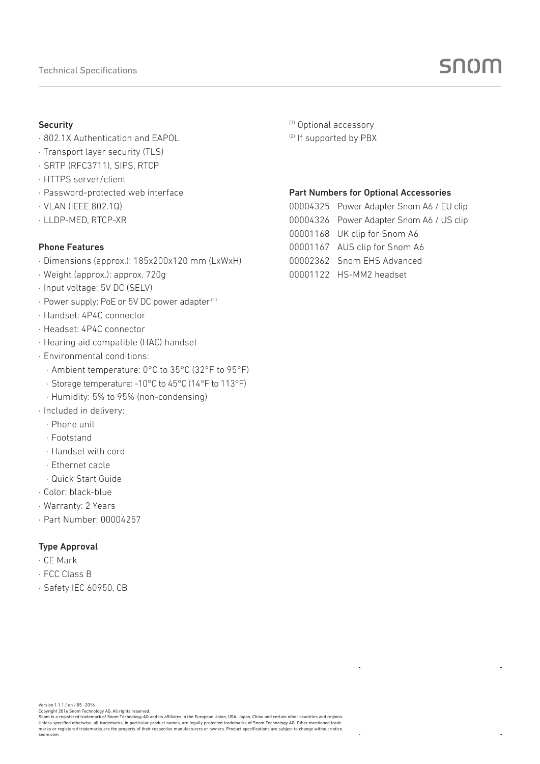### Security

- 802.1X Authentication and EAPOL
- Transport layer security (TLS)
- SRTP (RFC3711), SIPS, RTCP
- HTTPS server/client
- Password-protected web interface
- VLAN (IEEE 802.1Q)
- LLDP-MED, RTCP-XR

### Phone Features

- Dimensions (approx.): 185x200x120 mm (LxWxH)
- Weight (approx.): approx. 720g
- Input voltage: 5V DC (SELV)
- Power supply: PoE or 5V DC power adapter [1]
- Handset: 4P4C connector
- Headset: 4P4C connector
- Hearing aid compatible (HAC) handset
- Environmental conditions:
  - Ambient temperature: 0°C to 35°C (32°F to 95°F)
  - Storage temperature: -10°C to 45°C (14°F to 113°F)
  - Humidity: 5% to 95% (non-condensing)
- Included in delivery:
  - Phone unit
  - Footstand
  - Handset with cord
  - Ethernet cable
  - Quick Start Guide
- Color: black-blue
- Warranty: 2 Years
- Part Number: 00004257

### Type Approval

- CE Mark
- FCC Class B
- Safety IEC 60950, CB

[1] Optional accessory
[2] If supported by PBX

### Part Numbers for Optional Accessories

| | |
|---|---|
| 00004325 | Power Adapter Snom A6 / EU clip |
| 00004326 | Power Adapter Snom A6 / US clip |
| 00001168 | UK clip for Snom A6 |
| 00001167 | AUS clip for Snom A6 |
| 00002362 | Snom EHS Advanced |
| 00001122 | HS-MM2 headset |

Version 1.1.1 / en / 05 · 2016
Copyright 2016 Snom Technology AG. All rights reserved.
Snom is a registered trademark of Snom Technology AG and its affiliates in the European Union, USA, Japan, China and certain other countries and regions. Unless specified otherwise, all trademarks, in particular product names, are legally protected trademarks of Snom Technology AG. Other mentioned trademarks or registered trademarks are the property of their respective manufacturers or owners. Product specifications are subject to change without notice.
snom.com